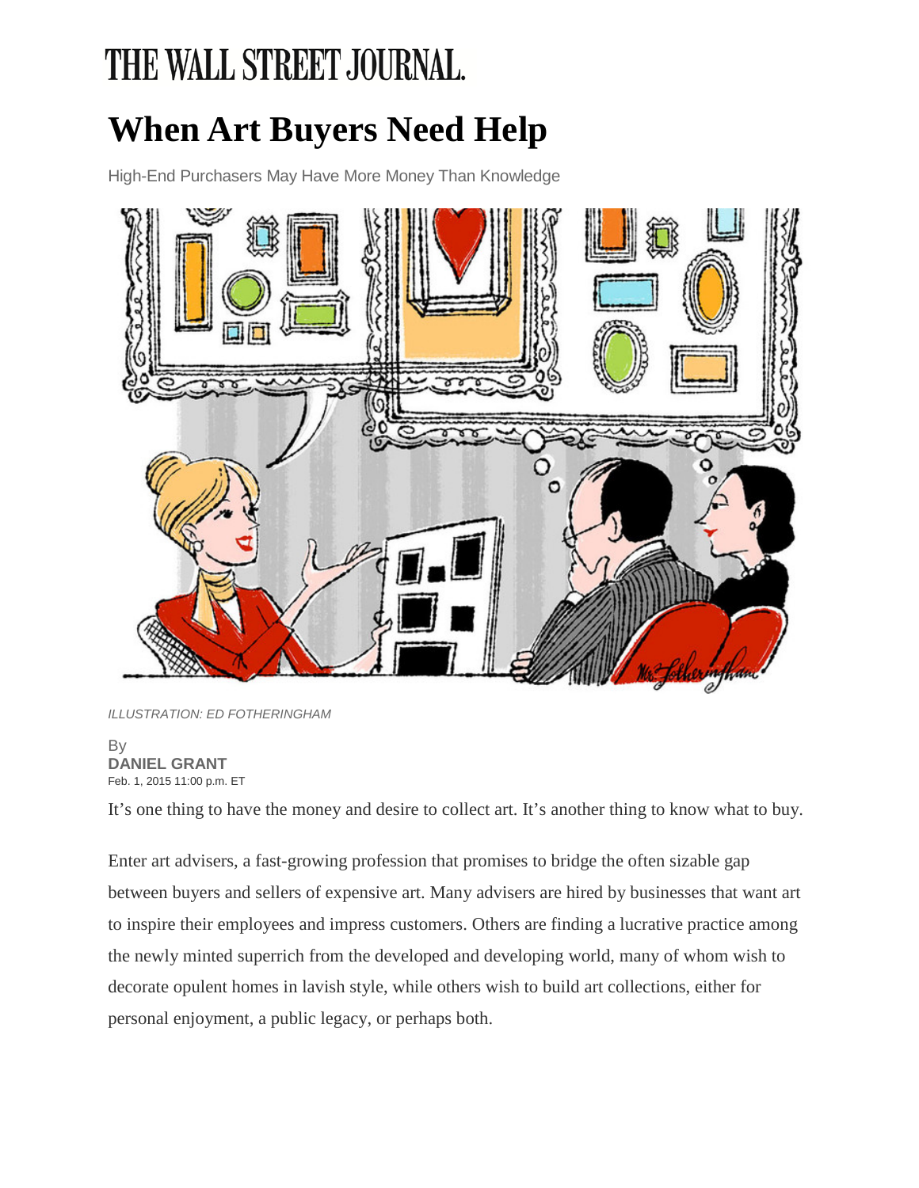THE WALL STREET JOURNAL.

# When Art Buyers Need Help

High-End Purchasers May Have More Money Than Knowledge

*ILLUSTRATION: ED FOTHERINGHAM*

By
**DANIEL GRANT**
Feb. 1, 2015 11:00 p.m. ET

It's one thing to have the money and desire to collect art. It's another thing to know what to buy.

Enter art advisers, a fast-growing profession that promises to bridge the often sizable gap between buyers and sellers of expensive art. Many advisers are hired by businesses that want art to inspire their employees and impress customers. Others are finding a lucrative practice among the newly minted superrich from the developed and developing world, many of whom wish to decorate opulent homes in lavish style, while others wish to build art collections, either for personal enjoyment, a public legacy, or perhaps both.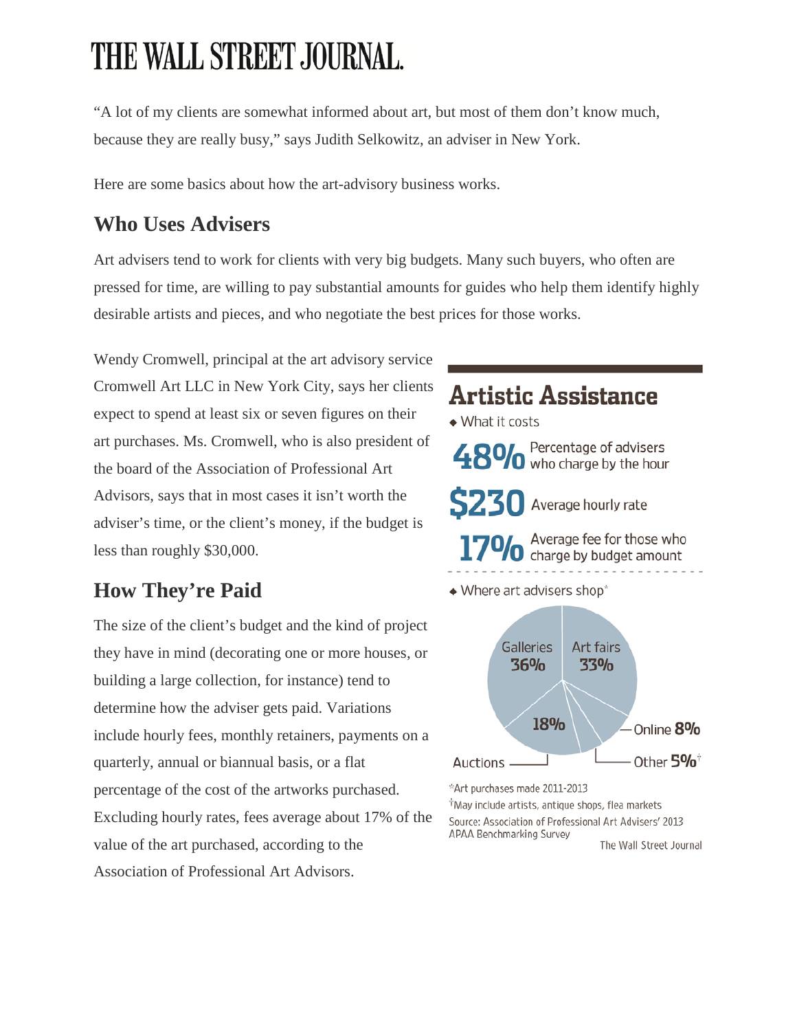# THE WALL STREET JOURNAL.

"A lot of my clients are somewhat informed about art, but most of them don't know much, because they are really busy," says Judith Selkowitz, an adviser in New York.

Here are some basics about how the art-advisory business works.

## Who Uses Advisers

Art advisers tend to work for clients with very big budgets. Many such buyers, who often are pressed for time, are willing to pay substantial amounts for guides who help them identify highly desirable artists and pieces, and who negotiate the best prices for those works.

Wendy Cromwell, principal at the art advisory service Cromwell Art LLC in New York City, says her clients expect to spend at least six or seven figures on their art purchases. Ms. Cromwell, who is also president of the board of the Association of Professional Art Advisors, says that in most cases it isn't worth the adviser's time, or the client's money, if the budget is less than roughly $30,000.

## How They're Paid

The size of the client's budget and the kind of project they have in mind (decorating one or more houses, or building a large collection, for instance) tend to determine how the adviser gets paid. Variations include hourly fees, monthly retainers, payments on a quarterly, annual or biannual basis, or a flat percentage of the cost of the artworks purchased. Excluding hourly rates, fees average about 17% of the value of the art purchased, according to the Association of Professional Art Advisors.

### Artistic Assistance

◆ What it costs

**48%** Percentage of advisers who charge by the hour

**$230** Average hourly rate

**17%** Average fee for those who charge by budget amount

◆ Where art advisers shop*

| Venue | Share |
|---|---|
| Galleries | 36% |
| Art fairs | 33% |
| Auctions | 18% |
| Online | 8% |
| Other† | 5% |

*Art purchases made 2011-2013

†May include artists, antique shops, flea markets

Source: Association of Professional Art Advisers' 2013 APAA Benchmarking Survey

The Wall Street Journal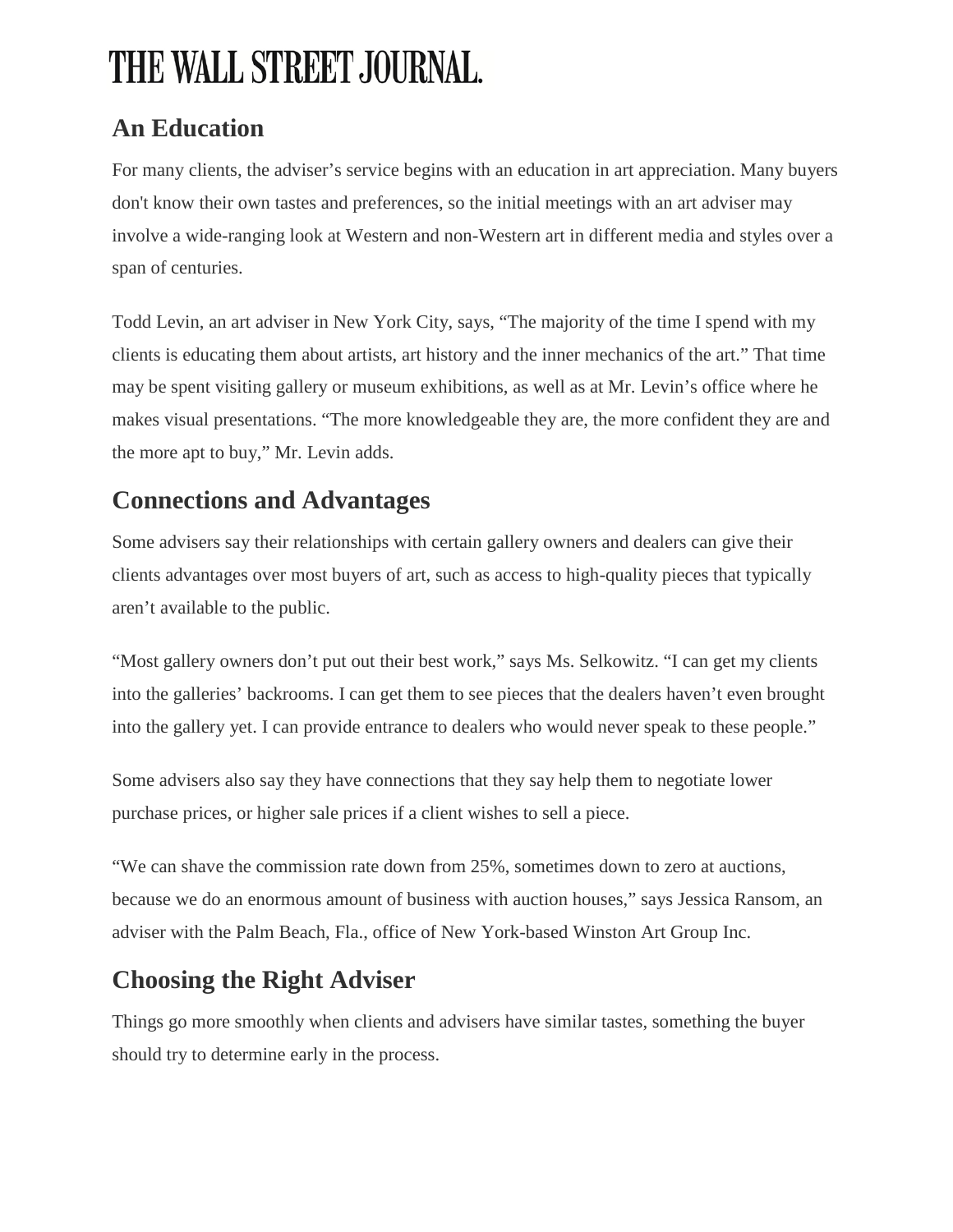## An Education

For many clients, the adviser's service begins with an education in art appreciation. Many buyers don't know their own tastes and preferences, so the initial meetings with an art adviser may involve a wide-ranging look at Western and non-Western art in different media and styles over a span of centuries.

Todd Levin, an art adviser in New York City, says, "The majority of the time I spend with my clients is educating them about artists, art history and the inner mechanics of the art." That time may be spent visiting gallery or museum exhibitions, as well as at Mr. Levin's office where he makes visual presentations. "The more knowledgeable they are, the more confident they are and the more apt to buy," Mr. Levin adds.

## Connections and Advantages

Some advisers say their relationships with certain gallery owners and dealers can give their clients advantages over most buyers of art, such as access to high-quality pieces that typically aren't available to the public.

"Most gallery owners don't put out their best work," says Ms. Selkowitz. "I can get my clients into the galleries' backrooms. I can get them to see pieces that the dealers haven't even brought into the gallery yet. I can provide entrance to dealers who would never speak to these people."

Some advisers also say they have connections that they say help them to negotiate lower purchase prices, or higher sale prices if a client wishes to sell a piece.

"We can shave the commission rate down from 25%, sometimes down to zero at auctions, because we do an enormous amount of business with auction houses," says Jessica Ransom, an adviser with the Palm Beach, Fla., office of New York-based Winston Art Group Inc.

## Choosing the Right Adviser

Things go more smoothly when clients and advisers have similar tastes, something the buyer should try to determine early in the process.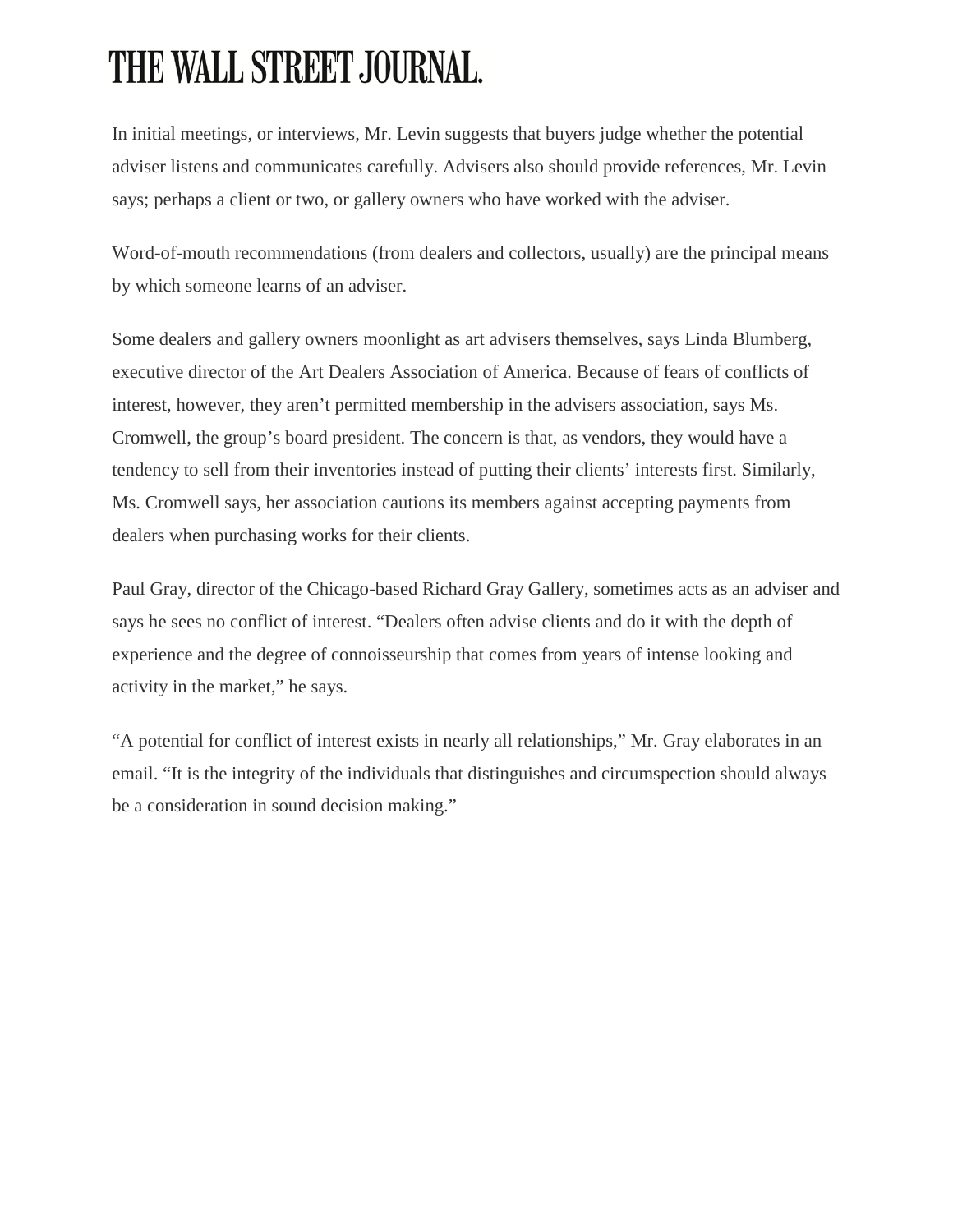In initial meetings, or interviews, Mr. Levin suggests that buyers judge whether the potential adviser listens and communicates carefully. Advisers also should provide references, Mr. Levin says; perhaps a client or two, or gallery owners who have worked with the adviser.

Word-of-mouth recommendations (from dealers and collectors, usually) are the principal means by which someone learns of an adviser.

Some dealers and gallery owners moonlight as art advisers themselves, says Linda Blumberg, executive director of the Art Dealers Association of America. Because of fears of conflicts of interest, however, they aren't permitted membership in the advisers association, says Ms. Cromwell, the group's board president. The concern is that, as vendors, they would have a tendency to sell from their inventories instead of putting their clients' interests first. Similarly, Ms. Cromwell says, her association cautions its members against accepting payments from dealers when purchasing works for their clients.

Paul Gray, director of the Chicago-based Richard Gray Gallery, sometimes acts as an adviser and says he sees no conflict of interest. "Dealers often advise clients and do it with the depth of experience and the degree of connoisseurship that comes from years of intense looking and activity in the market," he says.

"A potential for conflict of interest exists in nearly all relationships," Mr. Gray elaborates in an email. "It is the integrity of the individuals that distinguishes and circumspection should always be a consideration in sound decision making."